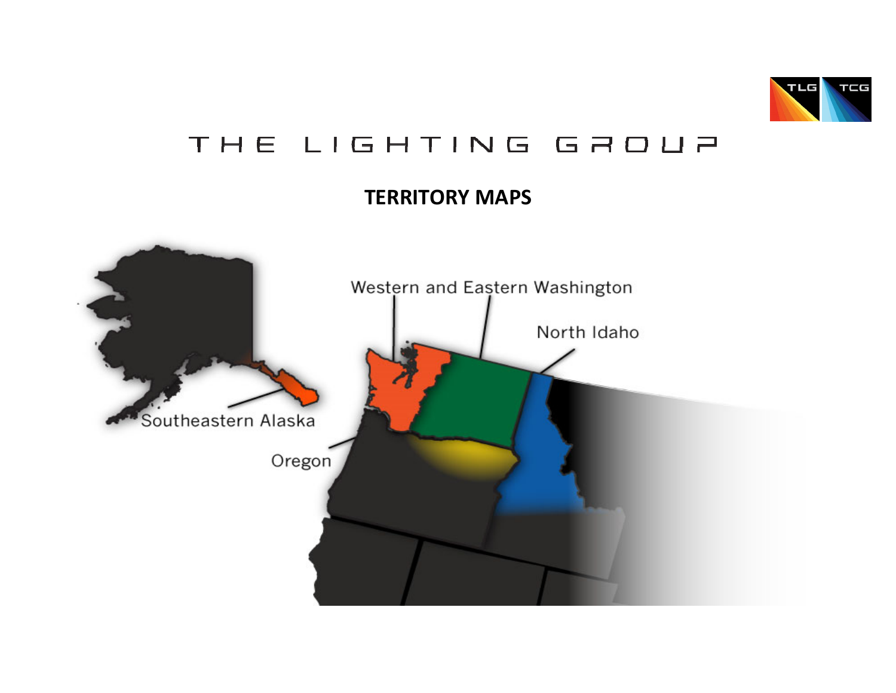# THE LIGHTING GROUP

## TERRITORY MAPS

Western and Eastern Washington

North Idaho

Southeastern Alaska

Oregon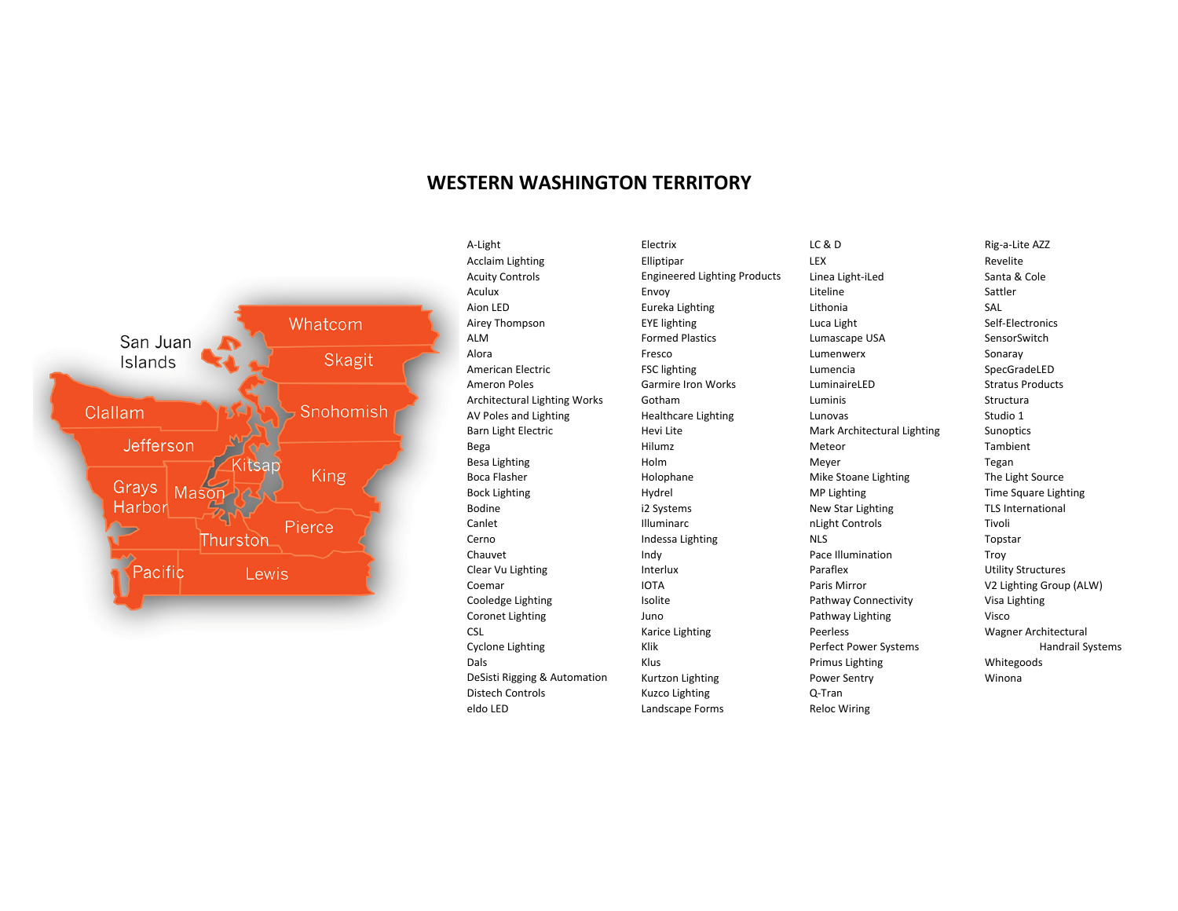# WESTERN WASHINGTON TERRITORY

San Juan Islands, Whatcom, Skagit, Clallam, Snohomish, Jefferson, Kitsap, King, Grays Harbor, Mason, Pierce, Thurston, Pacific, Lewis

- A-Light
- Acclaim Lighting
- Acuity Controls
- Aculux
- Aion LED
- Airey Thompson
- ALM
- Alora
- American Electric
- Ameron Poles
- Architectural Lighting Works
- AV Poles and Lighting
- Barn Light Electric
- Bega
- Besa Lighting
- Boca Flasher
- Bock Lighting
- Bodine
- Canlet
- Cerno
- Chauvet
- Clear Vu Lighting
- Coemar
- Cooledge Lighting
- Coronet Lighting
- CSL
- Cyclone Lighting
- Dals
- DeSisti Rigging & Automation
- Distech Controls
- eldo LED
- Electrix
- Elliptipar
- Engineered Lighting Products
- Envoy
- Eureka Lighting
- EYE lighting
- Formed Plastics
- Fresco
- FSC lighting
- Garmire Iron Works
- Gotham
- Healthcare Lighting
- Hevi Lite
- Hilumz
- Holm
- Holophane
- Hydrel
- i2 Systems
- Illuminarc
- Indessa Lighting
- Indy
- Interlux
- IOTA
- Isolite
- Juno
- Karice Lighting
- Klik
- Klus
- Kurtzon Lighting
- Kuzco Lighting
- Landscape Forms
- LC & D
- LEX
- Linea Light-iLed
- Liteline
- Lithonia
- Luca Light
- Lumascape USA
- Lumenwerx
- Lumencia
- LuminaireLED
- Luminis
- Lunovas
- Mark Architectural Lighting
- Meteor
- Meyer
- Mike Stoane Lighting
- MP Lighting
- New Star Lighting
- nLight Controls
- NLS
- Pace Illumination
- Paraflex
- Paris Mirror
- Pathway Connectivity
- Pathway Lighting
- Peerless
- Perfect Power Systems
- Primus Lighting
- Power Sentry
- Q-Tran
- Reloc Wiring
- Rig-a-Lite AZZ
- Revelite
- Santa & Cole
- Sattler
- SAL
- Self-Electronics
- SensorSwitch
- Sonaray
- SpecGradeLED
- Stratus Products
- Structura
- Studio 1
- Sunoptics
- Tambient
- Tegan
- The Light Source
- Time Square Lighting
- TLS International
- Tivoli
- Topstar
- Troy
- Utility Structures
- V2 Lighting Group (ALW)
- Visa Lighting
- Visco
- Wagner Architectural Handrail Systems
- Whitegoods
- Winona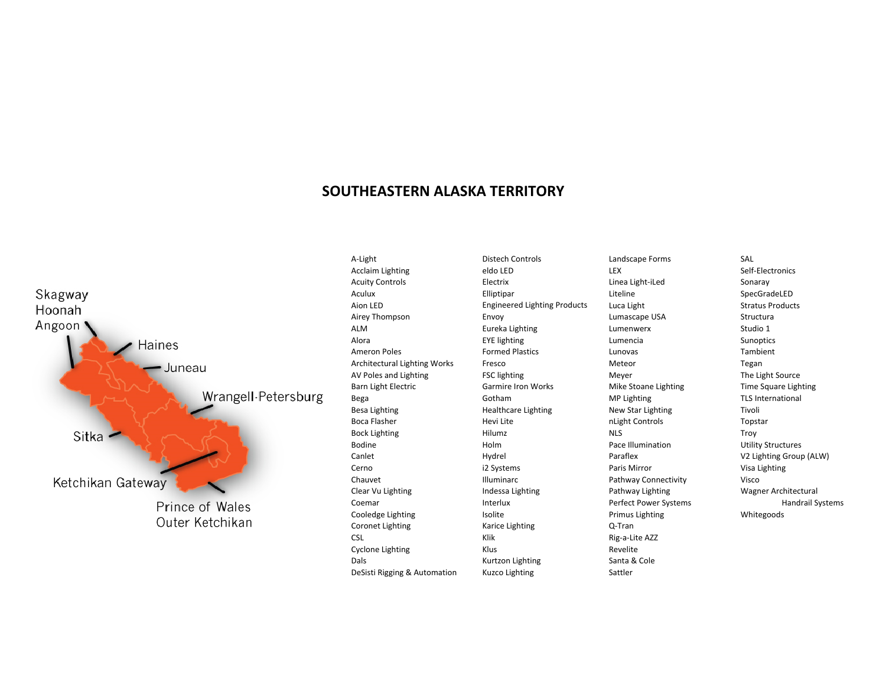# SOUTHEASTERN ALASKA TERRITORY

Skagway
Hoonah
Angoon
Haines
Juneau
Wrangell-Petersburg
Sitka
Ketchikan Gateway
Prince of Wales
Outer Ketchikan

A-Light
Acclaim Lighting
Acuity Controls
Aculux
Aion LED
Airey Thompson
ALM
Alora
Ameron Poles
Architectural Lighting Works
AV Poles and Lighting
Barn Light Electric
Bega
Besa Lighting
Boca Flasher
Bock Lighting
Bodine
Canlet
Cerno
Chauvet
Clear Vu Lighting
Coemar
Cooledge Lighting
Coronet Lighting
CSL
Cyclone Lighting
Dals
DeSisti Rigging & Automation
Distech Controls
eldo LED
Electrix
Elliptipar
Engineered Lighting Products
Envoy
Eureka Lighting
EYE lighting
Formed Plastics
Fresco
FSC lighting
Garmire Iron Works
Gotham
Healthcare Lighting
Hevi Lite
Hilumz
Holm
Hydrel
i2 Systems
Illuminarc
Indessa Lighting
Interlux
Isolite
Karice Lighting
Klik
Klus
Kurtzon Lighting
Kuzco Lighting
Landscape Forms
LEX
Linea Light-iLed
Liteline
Luca Light
Lumascape USA
Lumenwerx
Lumencia
Lunovas
Meteor
Meyer
Mike Stoane Lighting
MP Lighting
New Star Lighting
nLight Controls
NLS
Pace Illumination
Paraflex
Paris Mirror
Pathway Connectivity
Pathway Lighting
Perfect Power Systems
Primus Lighting
Q-Tran
Rig-a-Lite AZZ
Revelite
Santa & Cole
Sattler
SAL
Self-Electronics
Sonaray
SpecGradeLED
Stratus Products
Structura
Studio 1
Sunoptics
Tambient
Tegan
The Light Source
Time Square Lighting
TLS International
Tivoli
Topstar
Troy
Utility Structures
V2 Lighting Group (ALW)
Visa Lighting
Visco
Wagner Architectural Handrail Systems
Whitegoods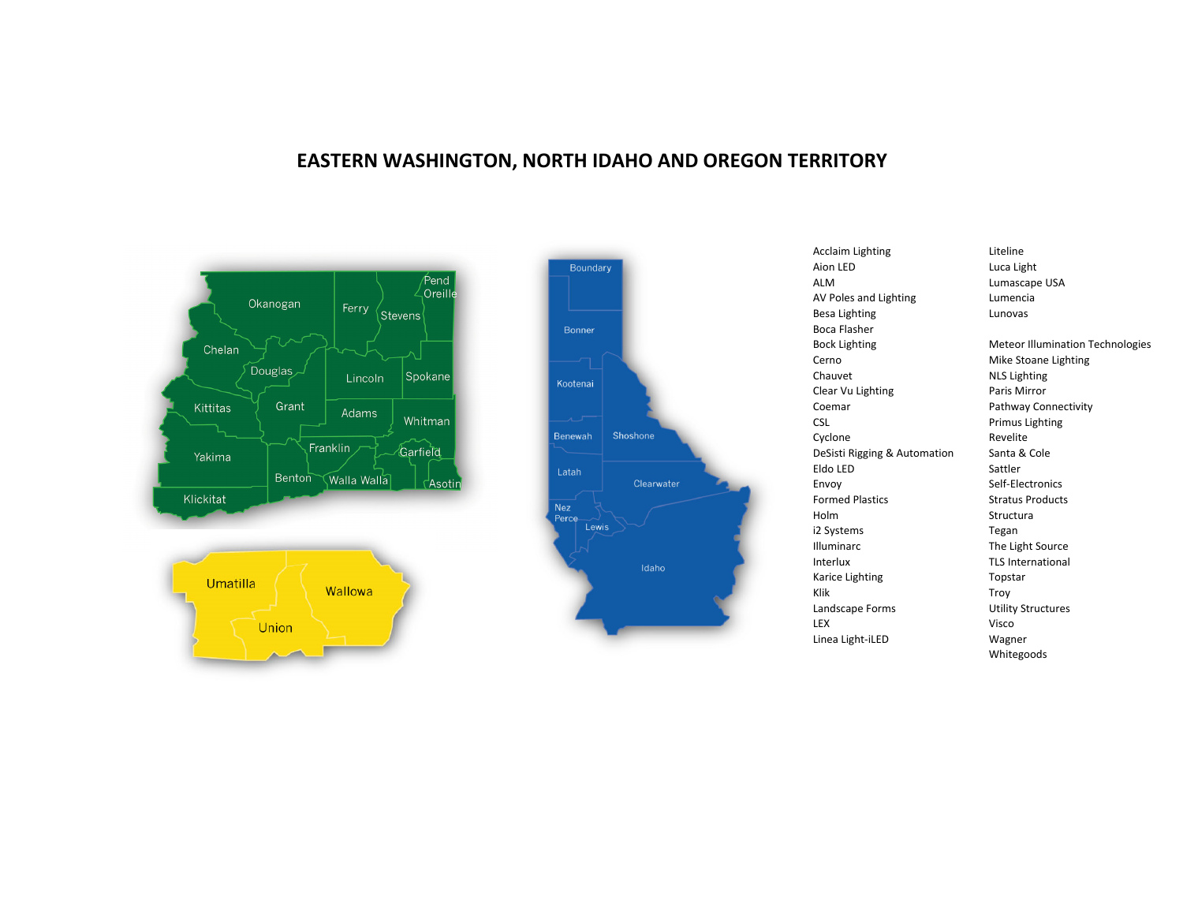# EASTERN WASHINGTON, NORTH IDAHO AND OREGON TERRITORY

Okanogan
Ferry
Stevens
Pend Oreille
Chelan
Douglas
Lincoln
Spokane
Kittitas
Grant
Adams
Whitman
Yakima
Franklin
Garfield
Benton
Walla Walla
Asotin
Klickitat

Umatilla
Wallowa
Union

Boundary
Bonner
Kootenai
Benewah
Shoshone
Latah
Clearwater
Nez Perce
Lewis
Idaho

- Acclaim Lighting
- Aion LED
- ALM
- AV Poles and Lighting
- Besa Lighting
- Boca Flasher
- Bock Lighting
- Cerno
- Chauvet
- Clear Vu Lighting
- Coemar
- CSL
- Cyclone
- DeSisti Rigging & Automation
- Eldo LED
- Envoy
- Formed Plastics
- Holm
- i2 Systems
- Illuminarc
- Interlux
- Karice Lighting
- Klik
- Landscape Forms
- LEX
- Linea Light-iLED
- Liteline
- Luca Light
- Lumascape USA
- Lumencia
- Lunovas
- Meteor Illumination Technologies
- Mike Stoane Lighting
- NLS Lighting
- Paris Mirror
- Pathway Connectivity
- Primus Lighting
- Revelite
- Santa & Cole
- Sattler
- Self-Electronics
- Stratus Products
- Structura
- Tegan
- The Light Source
- TLS International
- Topstar
- Troy
- Utility Structures
- Visco
- Wagner
- Whitegoods